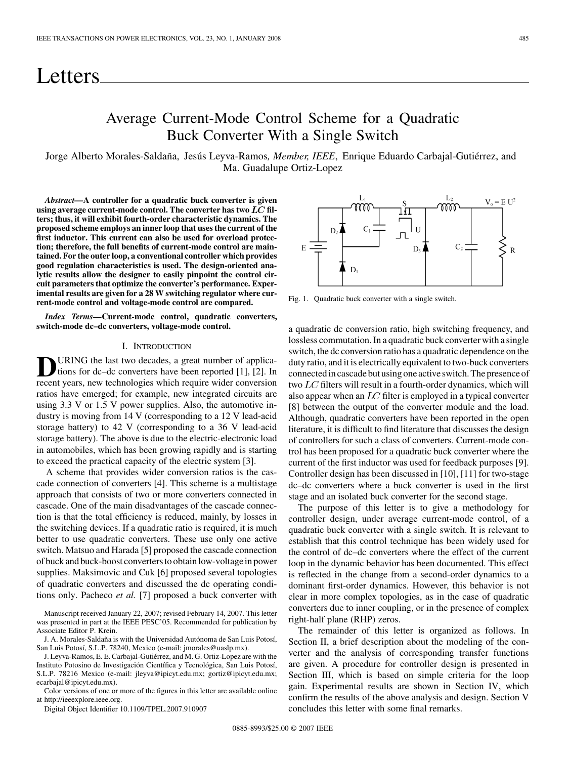# Letters

## Average Current-Mode Control Scheme for a Quadratic Buck Converter With a Single Switch

Jorge Alberto Morales-Saldaña, Jesús Leyva-Ramos, *Member, IEEE*, Enrique Eduardo Carbajal-Gutiérrez, and Ma. Guadalupe Ortiz-Lopez

***Abstract*—A controller for a quadratic buck converter is given using average current-mode control. The converter has two $LC$ filters; thus, it will exhibit fourth-order characteristic dynamics. The proposed scheme employs an inner loop that uses the current of the first inductor. This current can also be used for overload protection; therefore, the full benefits of current-mode control are maintained. For the outer loop, a conventional controller which provides good regulation characteristics is used. The design-oriented analytic results allow the designer to easily pinpoint the control circuit parameters that optimize the converter's performance. Experimental results are given for a 28 W switching regulator where current-mode control and voltage-mode control are compared.**

***Index Terms*—Current-mode control, quadratic converters, switch-mode dc–dc converters, voltage-mode control.**

### I. Introduction

During the last two decades, a great number of applications for dc–dc converters have been reported [1], [2]. In recent years, new technologies which require wider conversion ratios have emerged; for example, new integrated circuits are using 3.3 V or 1.5 V power supplies. Also, the automotive industry is moving from 14 V (corresponding to a 12 V lead-acid storage battery) to 42 V (corresponding to a 36 V lead-acid storage battery). The above is due to the electric-electronic load in automobiles, which has been growing rapidly and is starting to exceed the practical capacity of the electric system [3].

A scheme that provides wider conversion ratios is the cascade connection of converters [4]. This scheme is a multistage approach that consists of two or more converters connected in cascade. One of the main disadvantages of the cascade connection is that the total efficiency is reduced, mainly, by losses in the switching devices. If a quadratic ratio is required, it is much better to use quadratic converters. These use only one active switch. Matsuo and Harada [5] proposed the cascade connection of buck and buck-boost converters to obtain low-voltage in power supplies. Maksimovic and Cuk [6] proposed several topologies of quadratic converters and discussed the dc operating conditions only. Pacheco *et al.* [7] proposed a buck converter with a quadratic dc conversion ratio, high switching frequency, and lossless commutation. In a quadratic buck converter with a single switch, the dc conversion ratio has a quadratic dependence on the duty ratio, and it is electrically equivalent to two-buck converters connected in cascade but using one active switch. The presence of two $LC$ filters will result in a fourth-order dynamics, which will also appear when an $LC$ filter is employed in a typical converter [8] between the output of the converter module and the load. Although, quadratic converters have been reported in the open literature, it is difficult to find literature that discusses the design of controllers for such a class of converters. Current-mode control has been proposed for a quadratic buck converter where the current of the first inductor was used for feedback purposes [9]. Controller design has been discussed in [10], [11] for two-stage dc–dc converters where a buck converter is used in the first stage and an isolated buck converter for the second stage.

Manuscript received January 22, 2007; revised February 14, 2007. This letter was presented in part at the IEEE PESC'05. Recommended for publication by Associate Editor P. Krein.

J. A. Morales-Saldaña is with the Universidad Autónoma de San Luis Potosí, San Luis Potosí, S.L.P. 78240, Mexico (e-mail: jmorales@uaslp.mx).

J. Leyva-Ramos, E. E. Carbajal-Gutiérrez, and M. G. Ortiz-Lopez are with the Instituto Potosino de Investigación Científica y Tecnológica, San Luis Potosí, S.L.P. 78216 Mexico (e-mail: jleyva@ipicyt.edu.mx; gortiz@ipicyt.edu.mx; ecarbajal@ipicyt.edu.mx).

Color versions of one or more of the figures in this letter are available online at http://ieeexplore.ieee.org.

Digital Object Identifier 10.1109/TPEL.2007.910907

Fig. 1. Quadratic buck converter with a single switch.

The purpose of this letter is to give a methodology for controller design, under average current-mode control, of a quadratic buck converter with a single switch. It is relevant to establish that this control technique has been widely used for the control of dc–dc converters where the effect of the current loop in the dynamic behavior has been documented. This effect is reflected in the change from a second-order dynamics to a dominant first-order dynamics. However, this behavior is not clear in more complex topologies, as in the case of quadratic converters due to inner coupling, or in the presence of complex right-half plane (RHP) zeros.

The remainder of this letter is organized as follows. In Section II, a brief description about the modeling of the converter and the analysis of corresponding transfer functions are given. A procedure for controller design is presented in Section III, which is based on simple criteria for the loop gain. Experimental results are shown in Section IV, which confirm the results of the above analysis and design. Section V concludes this letter with some final remarks.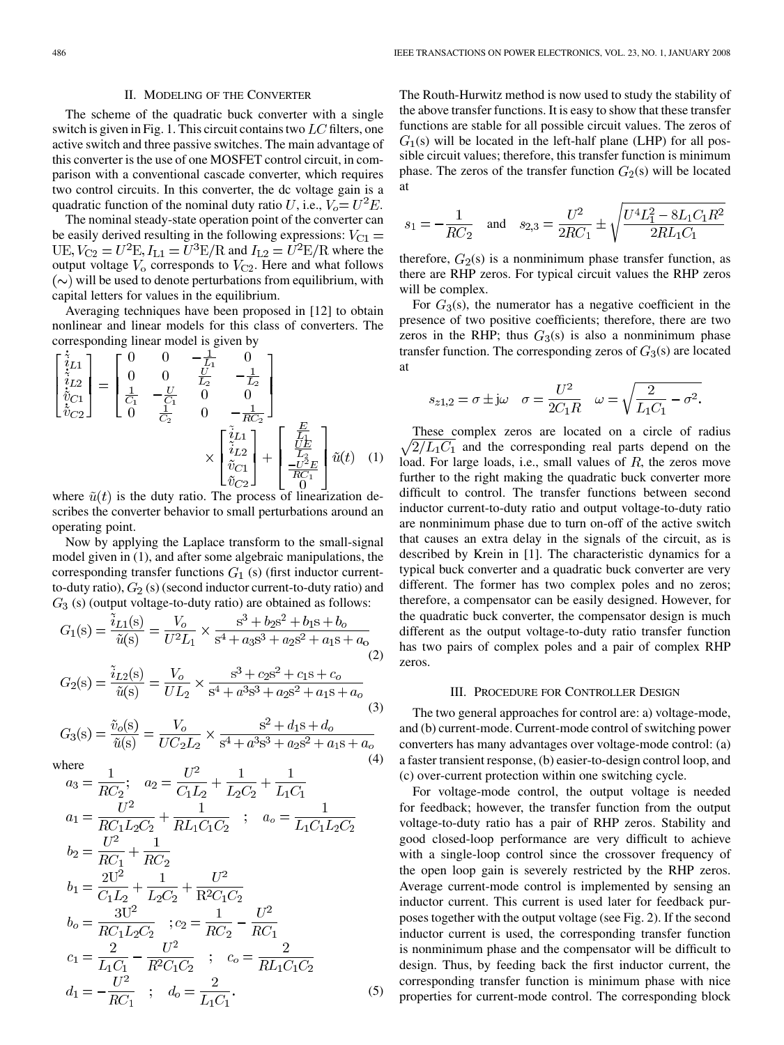## II. Modeling of the Converter

The scheme of the quadratic buck converter with a single switch is given in Fig. 1. This circuit contains two $LC$ filters, one active switch and three passive switches. The main advantage of this converter is the use of one MOSFET control circuit, in comparison with a conventional cascade converter, which requires two control circuits. In this converter, the dc voltage gain is a quadratic function of the nominal duty ratio $U$, i.e., $V_o = U^2 E$.

The nominal steady-state operation point of the converter can be easily derived resulting in the following expressions: $V_{C1} = \mathrm{UE}, V_{C2} = U^2\mathrm{E}, I_{L1} = U^3\mathrm{E/R}$ and $I_{L2} = U^2\mathrm{E/R}$ where the output voltage $V_o$ corresponds to $V_{C2}$. Here and what follows $(\sim)$ will be used to denote perturbations from equilibrium, with capital letters for values in the equilibrium.

Averaging techniques have been proposed in [12] to obtain nonlinear and linear models for this class of converters. The corresponding linear model is given by

$$\begin{bmatrix} \dot{\tilde{i}}_{L1} \\ \dot{\tilde{i}}_{L2} \\ \dot{\tilde{v}}_{C1} \\ \dot{\tilde{v}}_{C2} \end{bmatrix} = \begin{bmatrix} 0 & 0 & -\frac{1}{L_1} & 0 \\ 0 & 0 & \frac{U}{L_2} & -\frac{1}{L_2} \\ \frac{1}{C_1} & -\frac{U}{C_1} & 0 & 0 \\ 0 & \frac{1}{C_2} & 0 & -\frac{1}{RC_2} \end{bmatrix} \times \begin{bmatrix} \tilde{i}_{L1} \\ \tilde{i}_{L2} \\ \tilde{v}_{C1} \\ \tilde{v}_{C2} \end{bmatrix} + \begin{bmatrix} \frac{E}{L_1} \\ \frac{UE}{L_2} \\ \frac{-U^2 E}{RC_1} \\ 0 \end{bmatrix} \tilde{u}(t) \quad (1)$$

where $\tilde{u}(t)$ is the duty ratio. The process of linearization describes the converter behavior to small perturbations around an operating point.

Now by applying the Laplace transform to the small-signal model given in (1), and after some algebraic manipulations, the corresponding transfer functions $G_1$ (s) (first inductor current-to-duty ratio), $G_2$ (s) (second inductor current-to-duty ratio) and $G_3$ (s) (output voltage-to-duty ratio) are obtained as follows:

$$G_1(\mathrm{s}) = \frac{\tilde{i}_{L1}(\mathrm{s})}{\tilde{u}(\mathrm{s})} = \frac{V_o}{U^2 L_1} \times \frac{\mathrm{s}^3 + b_2\mathrm{s}^2 + b_1\mathrm{s} + b_o}{\mathrm{s}^4 + a_3\mathrm{s}^3 + a_2\mathrm{s}^2 + a_1\mathrm{s} + a_o} \quad (2)$$

$$G_2(\mathrm{s}) = \frac{\tilde{i}_{L2}(\mathrm{s})}{\tilde{u}(\mathrm{s})} = \frac{V_o}{UL_2} \times \frac{\mathrm{s}^3 + c_2\mathrm{s}^2 + c_1\mathrm{s} + c_o}{\mathrm{s}^4 + a^3\mathrm{s}^3 + a_2\mathrm{s}^2 + a_1\mathrm{s} + a_o} \quad (3)$$

$$G_3(\mathrm{s}) = \frac{\tilde{v}_o(\mathrm{s})}{\tilde{u}(\mathrm{s})} = \frac{V_o}{UC_2 L_2} \times \frac{\mathrm{s}^2 + d_1\mathrm{s} + d_o}{\mathrm{s}^4 + a^3\mathrm{s}^3 + a_2\mathrm{s}^2 + a_1\mathrm{s} + a_o} \quad (4)$$

where

$$a_3 = \frac{1}{RC_2}; \quad a_2 = \frac{U^2}{C_1 L_2} + \frac{1}{L_2 C_2} + \frac{1}{L_1 C_1}$$
$$a_1 = \frac{U^2}{RC_1 L_2 C_2} + \frac{1}{RL_1 C_1 C_2} \quad ; \quad a_o = \frac{1}{L_1 C_1 L_2 C_2}$$
$$b_2 = \frac{U^2}{RC_1} + \frac{1}{RC_2}$$
$$b_1 = \frac{2\mathrm{U}^2}{C_1 L_2} + \frac{1}{L_2 C_2} + \frac{U^2}{\mathrm{R}^2 C_1 C_2}$$
$$b_o = \frac{3\mathrm{U}^2}{RC_1 L_2 C_2} \quad ; c_2 = \frac{1}{RC_2} - \frac{U^2}{RC_1}$$
$$c_1 = \frac{2}{L_1 C_1} - \frac{U^2}{R^2 C_1 C_2} \quad ; \quad c_o = \frac{2}{RL_1 C_1 C_2}$$
$$d_1 = -\frac{U^2}{RC_1} \quad ; \quad d_o = \frac{2}{L_1 C_1}. \quad (5)$$

The Routh-Hurwitz method is now used to study the stability of the above transfer functions. It is easy to show that these transfer functions are stable for all possible circuit values. The zeros of $G_1(s)$ will be located in the left-half plane (LHP) for all possible circuit values; therefore, this transfer function is minimum phase. The zeros of the transfer function $G_2(s)$ will be located at

$$s_1 = -\frac{1}{RC_2} \quad \text{and} \quad s_{2,3} = \frac{U^2}{2RC_1} \pm \sqrt{\frac{U^4 L_1^2 - 8L_1 C_1 R^2}{2RL_1 C_1}}$$

therefore, $G_2(s)$ is a nonminimum phase transfer function, as there are RHP zeros. For typical circuit values the RHP zeros will be complex.

For $G_3(s)$, the numerator has a negative coefficient in the presence of two positive coefficients; therefore, there are two zeros in the RHP; thus $G_3(s)$ is also a nonminimum phase transfer function. The corresponding zeros of $G_3(s)$ are located at

$$s_{z1,2} = \sigma \pm \mathrm{j}\omega \quad \sigma = \frac{U^2}{2C_1 R} \quad \omega = \sqrt{\frac{2}{L_1 C_1} - \sigma^2}.$$

These complex zeros are located on a circle of radius $\sqrt{2/L_1 C_1}$ and the corresponding real parts depend on the load. For large loads, i.e., small values of $R$, the zeros move further to the right making the quadratic buck converter more difficult to control. The transfer functions between second inductor current-to-duty ratio and output voltage-to-duty ratio are nonminimum phase due to turn on-off of the active switch that causes an extra delay in the signals of the circuit, as is described by Krein in [1]. The characteristic dynamics for a typical buck converter and a quadratic buck converter are very different. The former has two complex poles and no zeros; therefore, a compensator can be easily designed. However, for the quadratic buck converter, the compensator design is much different as the output voltage-to-duty ratio transfer function has two pairs of complex poles and a pair of complex RHP zeros.

## III. Procedure for Controller Design

The two general approaches for control are: a) voltage-mode, and (b) current-mode. Current-mode control of switching power converters has many advantages over voltage-mode control: (a) a faster transient response, (b) easier-to-design control loop, and (c) over-current protection within one switching cycle.

For voltage-mode control, the output voltage is needed for feedback; however, the transfer function from the output voltage-to-duty ratio has a pair of RHP zeros. Stability and good closed-loop performance are very difficult to achieve with a single-loop control since the crossover frequency of the open loop gain is severely restricted by the RHP zeros. Average current-mode control is implemented by sensing an inductor current. This current is used later for feedback purposes together with the output voltage (see Fig. 2). If the second inductor current is used, the corresponding transfer function is nonminimum phase and the compensator will be difficult to design. Thus, by feeding back the first inductor current, the corresponding transfer function is minimum phase with nice properties for current-mode control. The corresponding block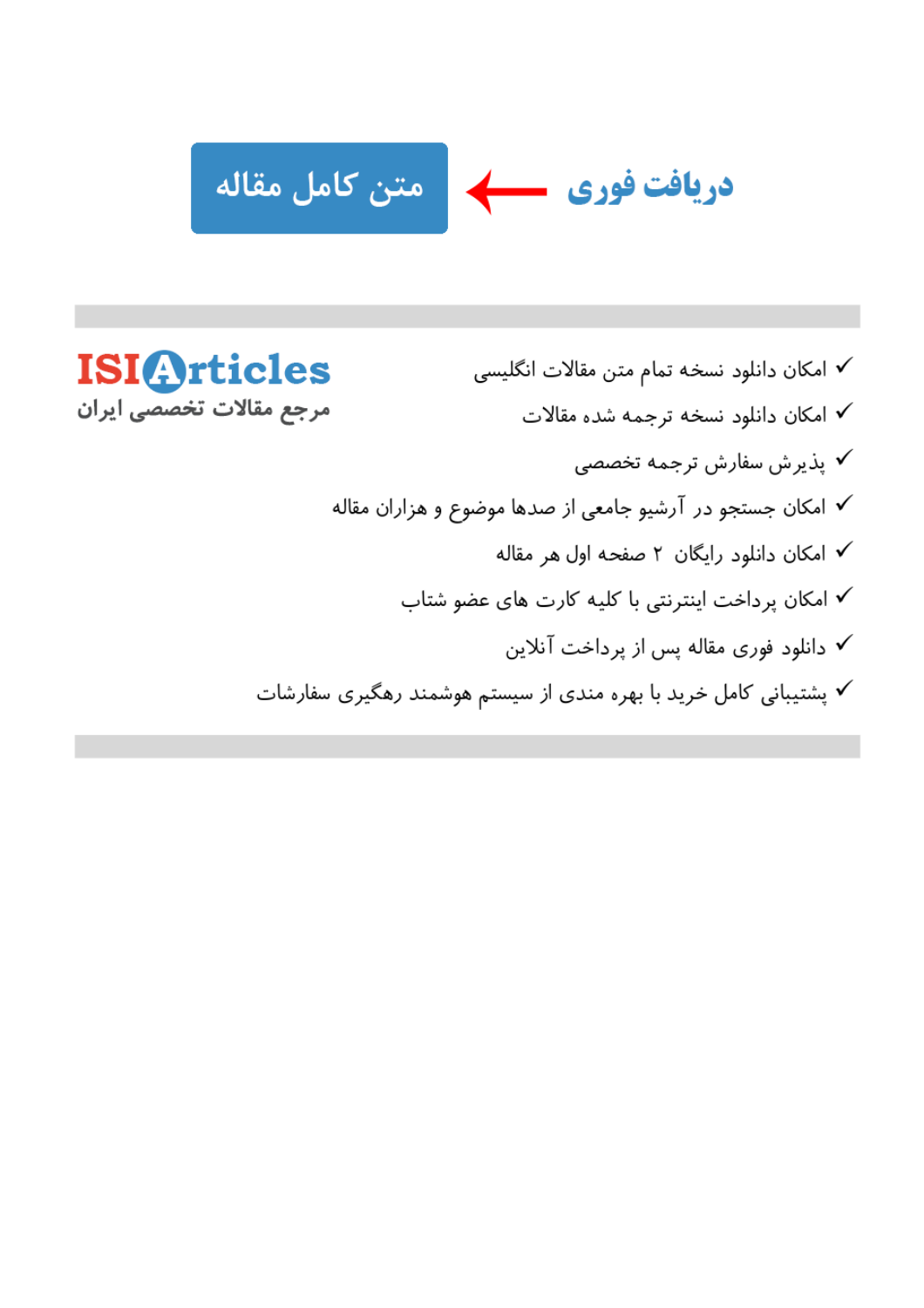دریافت فوری ← **متن کامل مقاله**

**ISIArticles**
مرجع مقالات تخصصی ایران

- ✓ امکان دانلود نسخه تمام متن مقالات انگلیسی
- ✓ امکان دانلود نسخه ترجمه شده مقالات
- ✓ پذیرش سفارش ترجمه تخصصی
- ✓ امکان جستجو در آرشیو جامعی از صدها موضوع و هزاران مقاله
- ✓ امکان دانلود رایگان ۲ صفحه اول هر مقاله
- ✓ امکان پرداخت اینترنتی با کلیه کارت های عضو شتاب
- ✓ دانلود فوری مقاله پس از پرداخت آنلاین
- ✓ پشتیبانی کامل خرید با بهره مندی از سیستم هوشمند رهگیری سفارشات